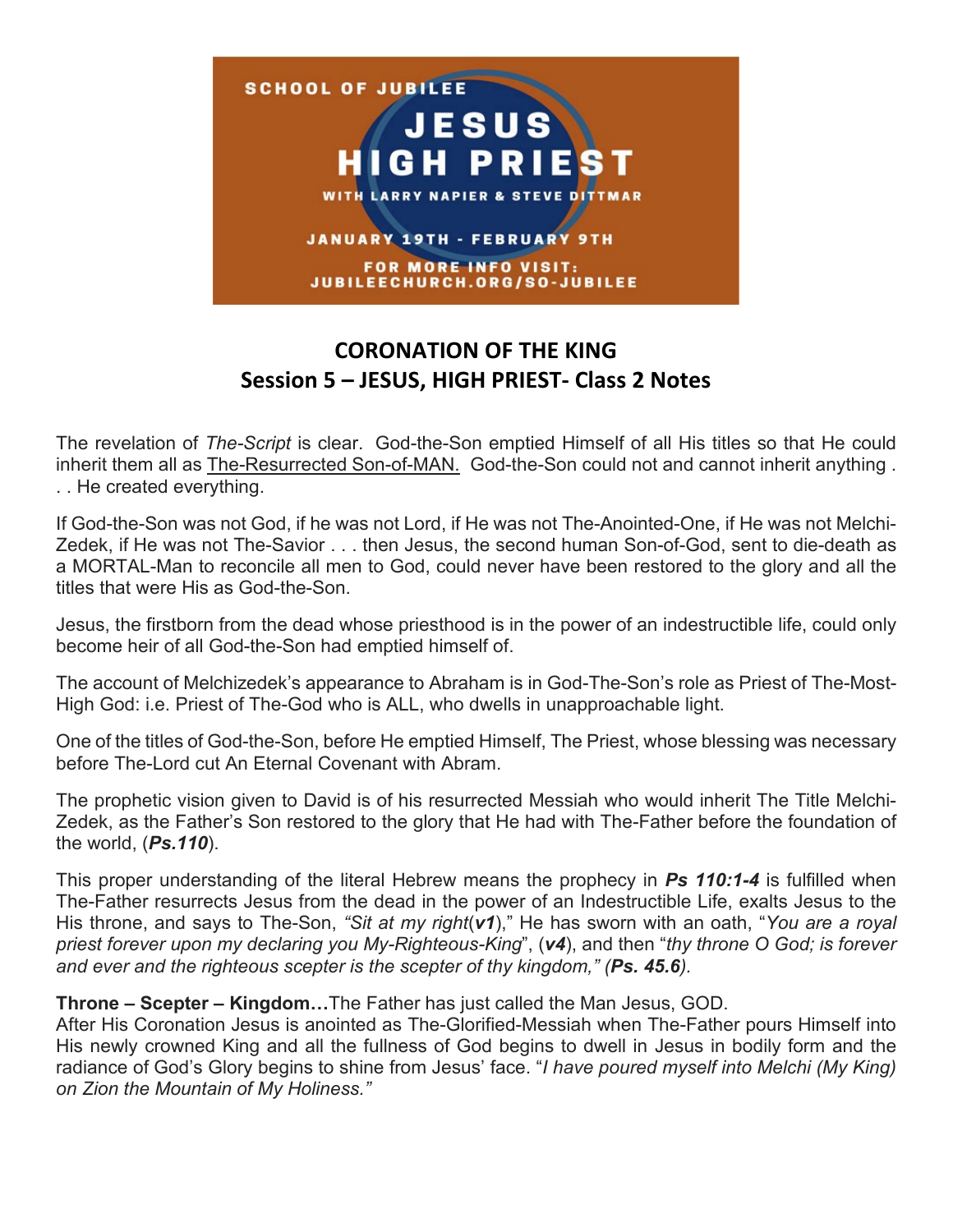SCHOOL OF JUBILEE

JESUS HIGH PRIEST

WITH LARRY NAPIER & STEVE DITTMAR

JANUARY 19TH - FEBRUARY 9TH

FOR MORE INFO VISIT: JUBILEECHURCH.ORG/SO-JUBILEE

# CORONATION OF THE KING
## Session 5 – JESUS, HIGH PRIEST- Class 2 Notes

The revelation of *The-Script* is clear. God-the-Son emptied Himself of all His titles so that He could inherit them all as The-Resurrected Son-of-MAN. God-the-Son could not and cannot inherit anything . . . He created everything.

If God-the-Son was not God, if he was not Lord, if He was not The-Anointed-One, if He was not Melchi-Zedek, if He was not The-Savior . . . then Jesus, the second human Son-of-God, sent to die-death as a MORTAL-Man to reconcile all men to God, could never have been restored to the glory and all the titles that were His as God-the-Son.

Jesus, the firstborn from the dead whose priesthood is in the power of an indestructible life, could only become heir of all God-the-Son had emptied himself of.

The account of Melchizedek's appearance to Abraham is in God-The-Son's role as Priest of The-Most-High God: i.e. Priest of The-God who is ALL, who dwells in unapproachable light.

One of the titles of God-the-Son, before He emptied Himself, The Priest, whose blessing was necessary before The-Lord cut An Eternal Covenant with Abram.

The prophetic vision given to David is of his resurrected Messiah who would inherit The Title Melchi-Zedek, as the Father's Son restored to the glory that He had with The-Father before the foundation of the world, (***Ps.110***).

This proper understanding of the literal Hebrew means the prophecy in ***Ps 110:1-4*** is fulfilled when The-Father resurrects Jesus from the dead in the power of an Indestructible Life, exalts Jesus to the His throne, and says to The-Son, *"Sit at my right*(***v1***)," He has sworn with an oath, "*You are a royal priest forever upon my declaring you My-Righteous-King*", (***v4***), and then "*thy throne O God; is forever and ever and the righteous scepter is the scepter of thy kingdom," (**Ps. 45.6**).*

**Throne – Scepter – Kingdom…**The Father has just called the Man Jesus, GOD.
After His Coronation Jesus is anointed as The-Glorified-Messiah when The-Father pours Himself into His newly crowned King and all the fullness of God begins to dwell in Jesus in bodily form and the radiance of God's Glory begins to shine from Jesus' face. "*I have poured myself into Melchi (My King) on Zion the Mountain of My Holiness."*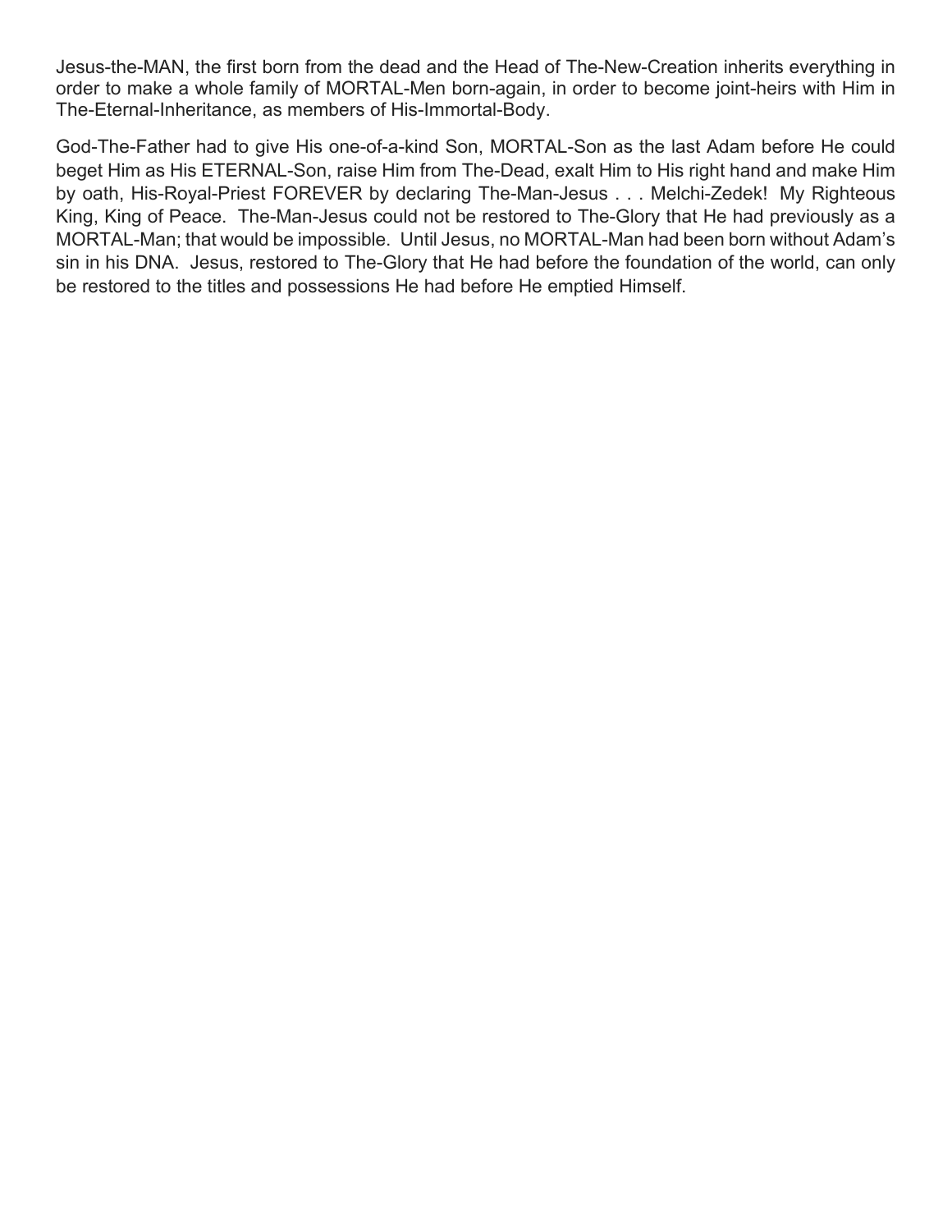Jesus-the-MAN, the first born from the dead and the Head of The-New-Creation inherits everything in order to make a whole family of MORTAL-Men born-again, in order to become joint-heirs with Him in The-Eternal-Inheritance, as members of His-Immortal-Body.

God-The-Father had to give His one-of-a-kind Son, MORTAL-Son as the last Adam before He could beget Him as His ETERNAL-Son, raise Him from The-Dead, exalt Him to His right hand and make Him by oath, His-Royal-Priest FOREVER by declaring The-Man-Jesus . . . Melchi-Zedek! My Righteous King, King of Peace. The-Man-Jesus could not be restored to The-Glory that He had previously as a MORTAL-Man; that would be impossible. Until Jesus, no MORTAL-Man had been born without Adam's sin in his DNA. Jesus, restored to The-Glory that He had before the foundation of the world, can only be restored to the titles and possessions He had before He emptied Himself.